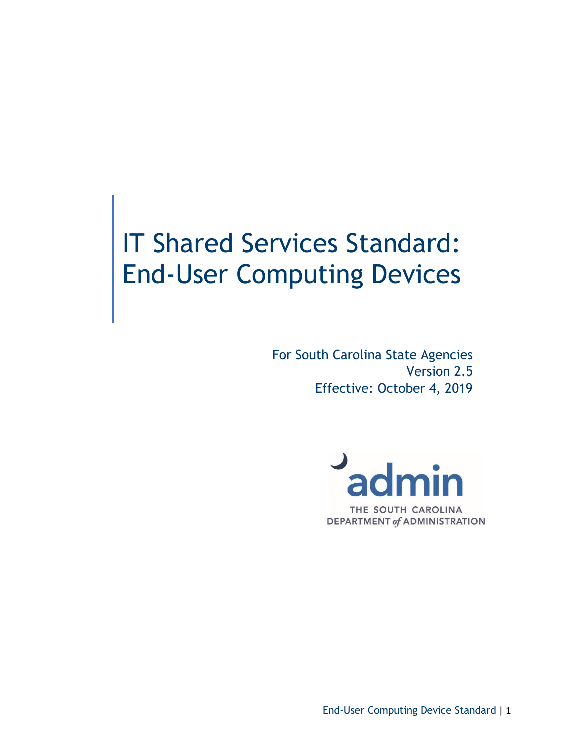# IT Shared Services Standard: End-User Computing Devices

For South Carolina State Agencies
Version 2.5
Effective: October 4, 2019

admin
THE SOUTH CAROLINA
DEPARTMENT *of* ADMINISTRATION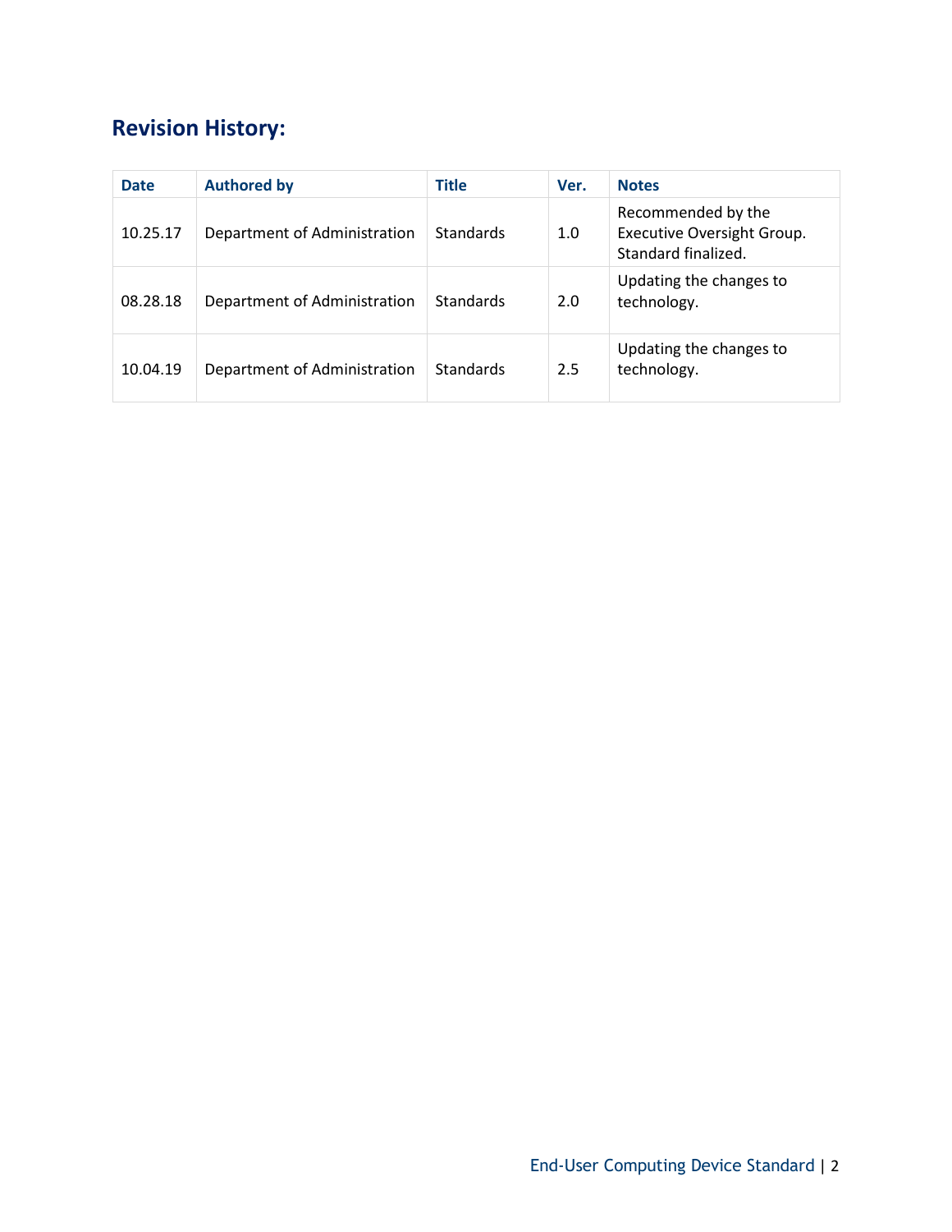## Revision History:

| Date | Authored by | Title | Ver. | Notes |
|---|---|---|---|---|
| 10.25.17 | Department of Administration | Standards | 1.0 | Recommended by the Executive Oversight Group. Standard finalized. |
| 08.28.18 | Department of Administration | Standards | 2.0 | Updating the changes to technology. |
| 10.04.19 | Department of Administration | Standards | 2.5 | Updating the changes to technology. |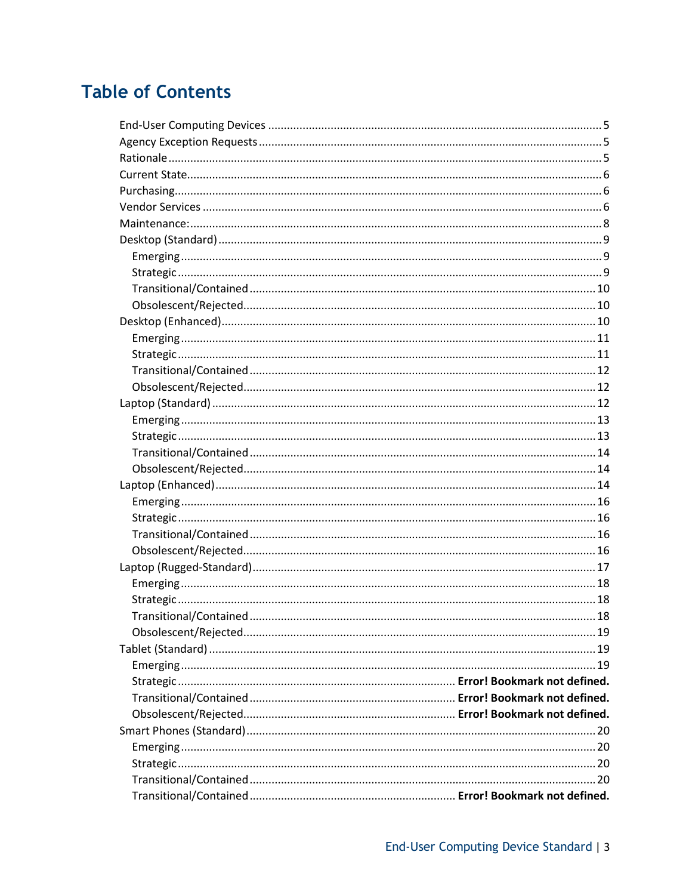# Table of Contents

- End-User Computing Devices ..... 5
- Agency Exception Requests ..... 5
- Rationale ..... 5
- Current State ..... 6
- Purchasing ..... 6
- Vendor Services ..... 6
- Maintenance: ..... 8
- Desktop (Standard) ..... 9
  - Emerging ..... 9
  - Strategic ..... 9
  - Transitional/Contained ..... 10
  - Obsolescent/Rejected ..... 10
- Desktop (Enhanced) ..... 10
  - Emerging ..... 11
  - Strategic ..... 11
  - Transitional/Contained ..... 12
  - Obsolescent/Rejected ..... 12
- Laptop (Standard) ..... 12
  - Emerging ..... 13
  - Strategic ..... 13
  - Transitional/Contained ..... 14
  - Obsolescent/Rejected ..... 14
- Laptop (Enhanced) ..... 14
  - Emerging ..... 16
  - Strategic ..... 16
  - Transitional/Contained ..... 16
  - Obsolescent/Rejected ..... 16
- Laptop (Rugged-Standard) ..... 17
  - Emerging ..... 18
  - Strategic ..... 18
  - Transitional/Contained ..... 18
  - Obsolescent/Rejected ..... 19
- Tablet (Standard) ..... 19
  - Emerging ..... 19
  - Strategic ..... **Error! Bookmark not defined.**
  - Transitional/Contained ..... **Error! Bookmark not defined.**
  - Obsolescent/Rejected ..... **Error! Bookmark not defined.**
- Smart Phones (Standard) ..... 20
  - Emerging ..... 20
  - Strategic ..... 20
  - Transitional/Contained ..... 20
  - Transitional/Contained ..... **Error! Bookmark not defined.**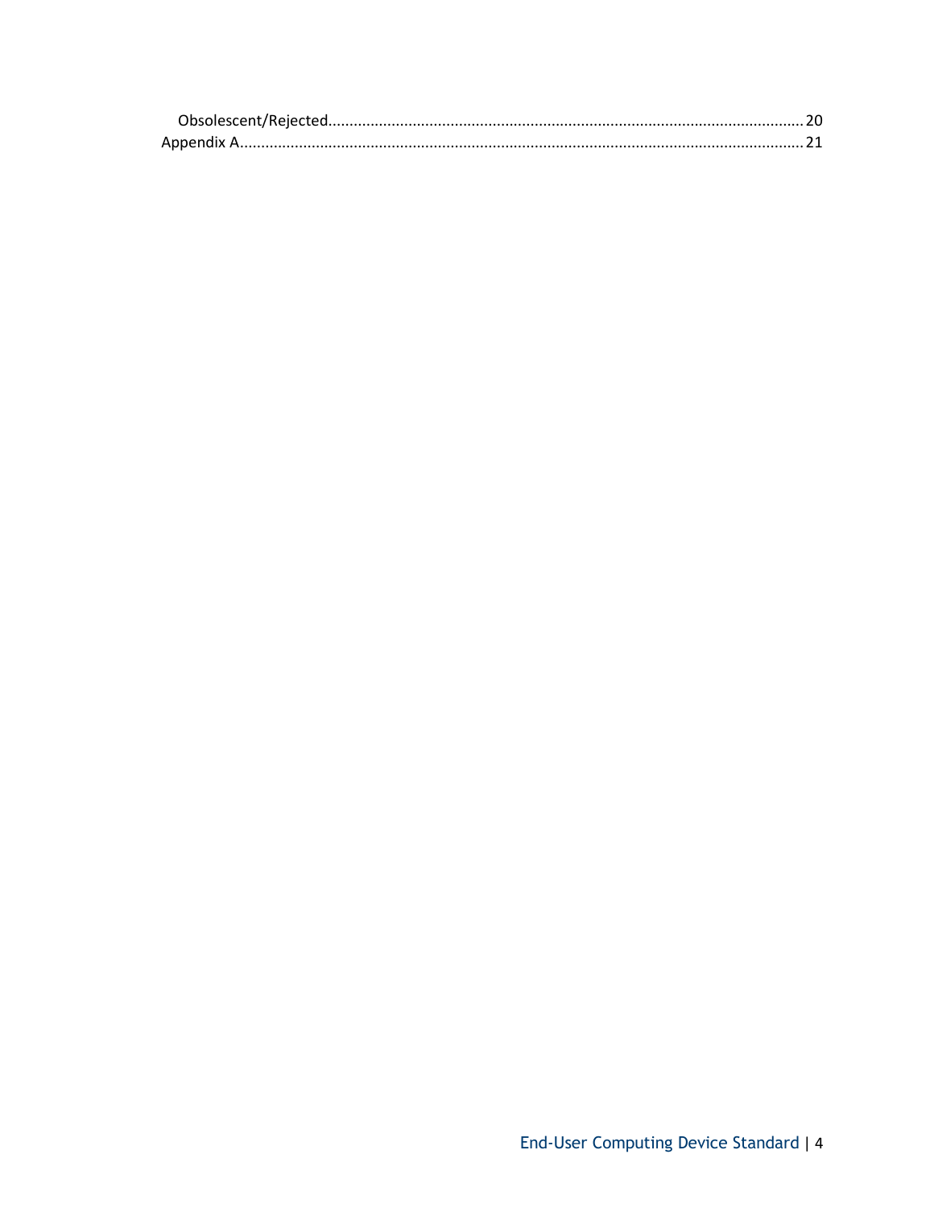Obsolescent/Rejected.......................................................................................................................20

Appendix A..........................................................................................................................................21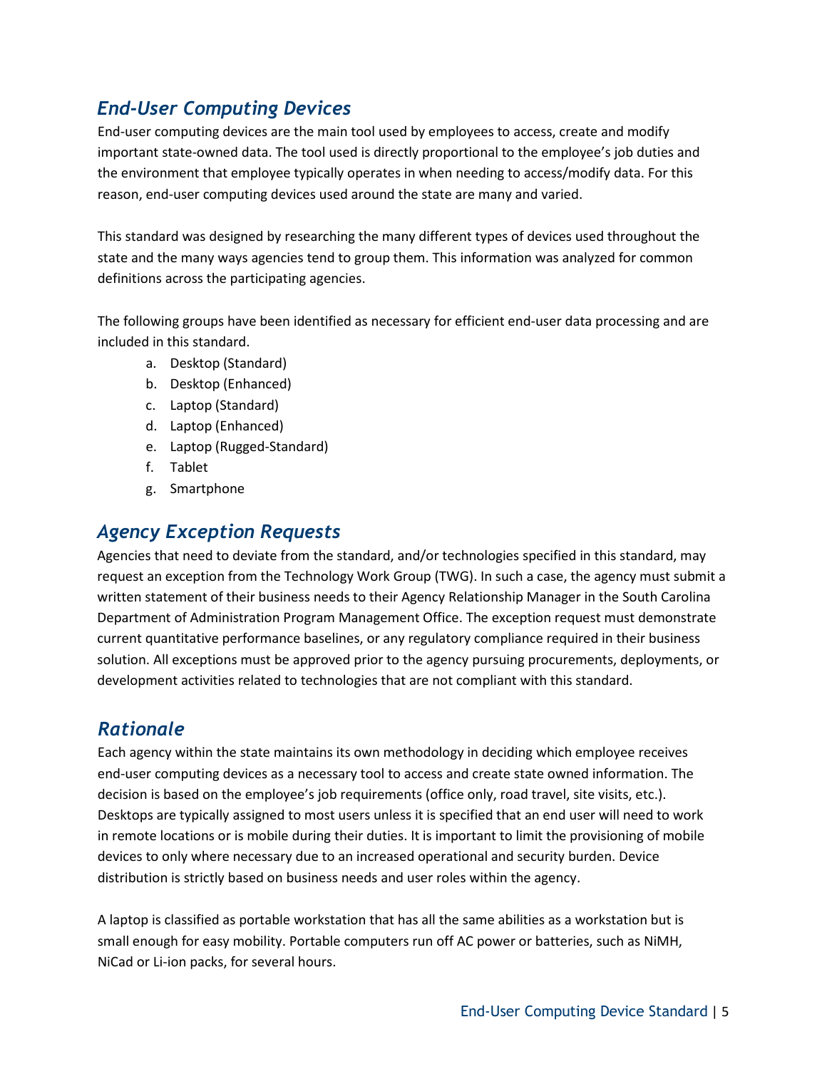## *End-User Computing Devices*

End-user computing devices are the main tool used by employees to access, create and modify important state-owned data. The tool used is directly proportional to the employee's job duties and the environment that employee typically operates in when needing to access/modify data. For this reason, end-user computing devices used around the state are many and varied.

This standard was designed by researching the many different types of devices used throughout the state and the many ways agencies tend to group them. This information was analyzed for common definitions across the participating agencies.

The following groups have been identified as necessary for efficient end-user data processing and are included in this standard.

a. Desktop (Standard)
b. Desktop (Enhanced)
c. Laptop (Standard)
d. Laptop (Enhanced)
e. Laptop (Rugged-Standard)
f. Tablet
g. Smartphone

## *Agency Exception Requests*

Agencies that need to deviate from the standard, and/or technologies specified in this standard, may request an exception from the Technology Work Group (TWG). In such a case, the agency must submit a written statement of their business needs to their Agency Relationship Manager in the South Carolina Department of Administration Program Management Office. The exception request must demonstrate current quantitative performance baselines, or any regulatory compliance required in their business solution. All exceptions must be approved prior to the agency pursuing procurements, deployments, or development activities related to technologies that are not compliant with this standard.

## *Rationale*

Each agency within the state maintains its own methodology in deciding which employee receives end-user computing devices as a necessary tool to access and create state owned information. The decision is based on the employee's job requirements (office only, road travel, site visits, etc.). Desktops are typically assigned to most users unless it is specified that an end user will need to work in remote locations or is mobile during their duties. It is important to limit the provisioning of mobile devices to only where necessary due to an increased operational and security burden. Device distribution is strictly based on business needs and user roles within the agency.

A laptop is classified as portable workstation that has all the same abilities as a workstation but is small enough for easy mobility. Portable computers run off AC power or batteries, such as NiMH, NiCad or Li-ion packs, for several hours.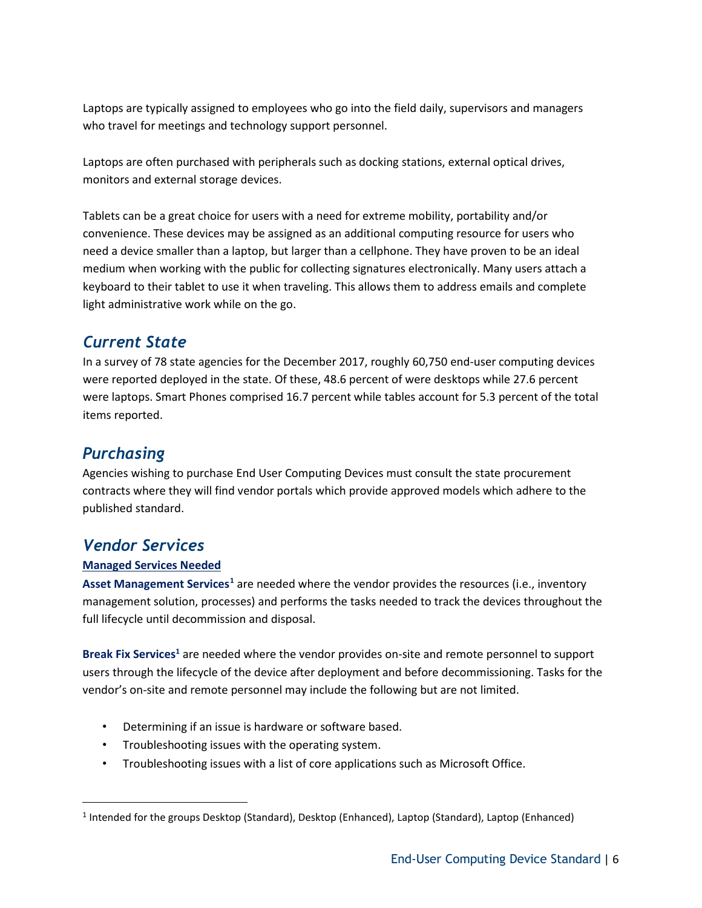Laptops are typically assigned to employees who go into the field daily, supervisors and managers who travel for meetings and technology support personnel.

Laptops are often purchased with peripherals such as docking stations, external optical drives, monitors and external storage devices.

Tablets can be a great choice for users with a need for extreme mobility, portability and/or convenience. These devices may be assigned as an additional computing resource for users who need a device smaller than a laptop, but larger than a cellphone. They have proven to be an ideal medium when working with the public for collecting signatures electronically. Many users attach a keyboard to their tablet to use it when traveling. This allows them to address emails and complete light administrative work while on the go.

## *Current State*

In a survey of 78 state agencies for the December 2017, roughly 60,750 end-user computing devices were reported deployed in the state. Of these, 48.6 percent of were desktops while 27.6 percent were laptops. Smart Phones comprised 16.7 percent while tables account for 5.3 percent of the total items reported.

## *Purchasing*

Agencies wishing to purchase End User Computing Devices must consult the state procurement contracts where they will find vendor portals which provide approved models which adhere to the published standard.

## *Vendor Services*

**Managed Services Needed**

**Asset Management Services**[1] are needed where the vendor provides the resources (i.e., inventory management solution, processes) and performs the tasks needed to track the devices throughout the full lifecycle until decommission and disposal.

**Break Fix Services**[1] are needed where the vendor provides on-site and remote personnel to support users through the lifecycle of the device after deployment and before decommissioning. Tasks for the vendor's on-site and remote personnel may include the following but are not limited.

- Determining if an issue is hardware or software based.
- Troubleshooting issues with the operating system.
- Troubleshooting issues with a list of core applications such as Microsoft Office.

---

[1] Intended for the groups Desktop (Standard), Desktop (Enhanced), Laptop (Standard), Laptop (Enhanced)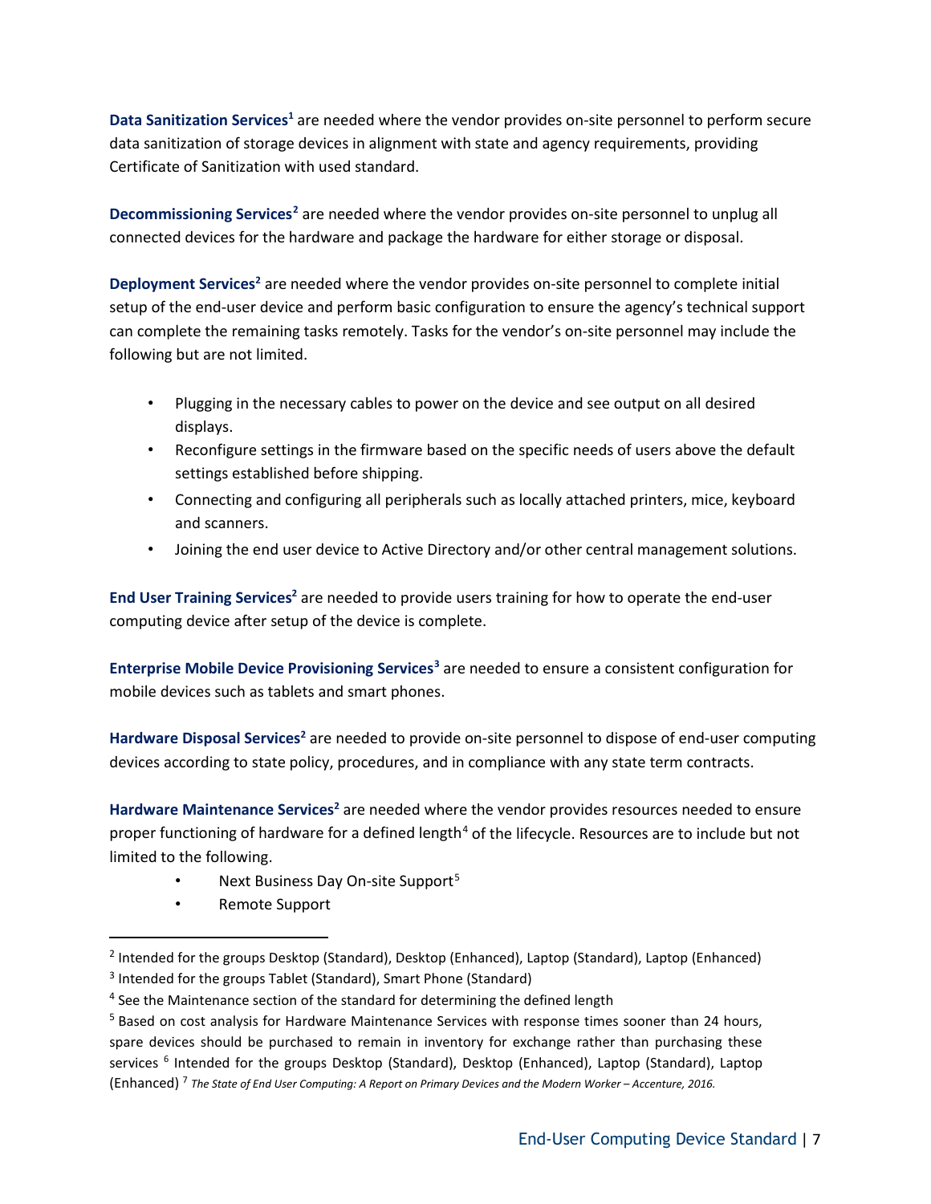**Data Sanitization Services**[1] are needed where the vendor provides on-site personnel to perform secure data sanitization of storage devices in alignment with state and agency requirements, providing Certificate of Sanitization with used standard.

**Decommissioning Services**[2] are needed where the vendor provides on-site personnel to unplug all connected devices for the hardware and package the hardware for either storage or disposal.

**Deployment Services**[2] are needed where the vendor provides on-site personnel to complete initial setup of the end-user device and perform basic configuration to ensure the agency's technical support can complete the remaining tasks remotely. Tasks for the vendor's on-site personnel may include the following but are not limited.

- Plugging in the necessary cables to power on the device and see output on all desired displays.
- Reconfigure settings in the firmware based on the specific needs of users above the default settings established before shipping.
- Connecting and configuring all peripherals such as locally attached printers, mice, keyboard and scanners.
- Joining the end user device to Active Directory and/or other central management solutions.

**End User Training Services**[2] are needed to provide users training for how to operate the end-user computing device after setup of the device is complete.

**Enterprise Mobile Device Provisioning Services**[3] are needed to ensure a consistent configuration for mobile devices such as tablets and smart phones.

**Hardware Disposal Services**[2] are needed to provide on-site personnel to dispose of end-user computing devices according to state policy, procedures, and in compliance with any state term contracts.

**Hardware Maintenance Services**[2] are needed where the vendor provides resources needed to ensure proper functioning of hardware for a defined length[4] of the lifecycle. Resources are to include but not limited to the following.

- Next Business Day On-site Support[5]
- Remote Support

---

[2] Intended for the groups Desktop (Standard), Desktop (Enhanced), Laptop (Standard), Laptop (Enhanced)

[3] Intended for the groups Tablet (Standard), Smart Phone (Standard)

[4] See the Maintenance section of the standard for determining the defined length

[5] Based on cost analysis for Hardware Maintenance Services with response times sooner than 24 hours, spare devices should be purchased to remain in inventory for exchange rather than purchasing these services [6] Intended for the groups Desktop (Standard), Desktop (Enhanced), Laptop (Standard), Laptop (Enhanced) [7] *The State of End User Computing: A Report on Primary Devices and the Modern Worker – Accenture, 2016.*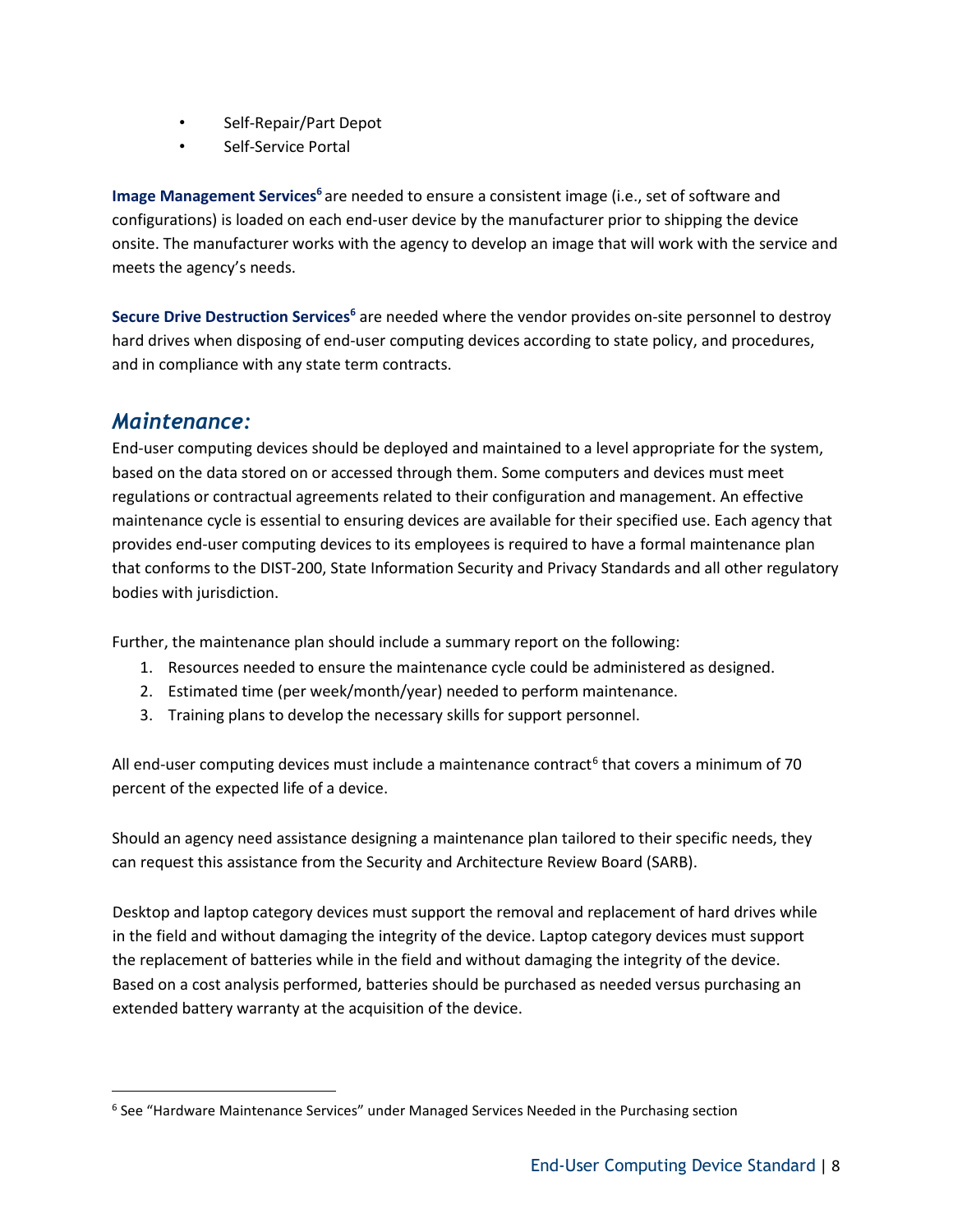- Self-Repair/Part Depot
- Self-Service Portal

**Image Management Services**[6] are needed to ensure a consistent image (i.e., set of software and configurations) is loaded on each end-user device by the manufacturer prior to shipping the device onsite. The manufacturer works with the agency to develop an image that will work with the service and meets the agency's needs.

**Secure Drive Destruction Services**[6] are needed where the vendor provides on-site personnel to destroy hard drives when disposing of end-user computing devices according to state policy, and procedures, and in compliance with any state term contracts.

## *Maintenance:*

End-user computing devices should be deployed and maintained to a level appropriate for the system, based on the data stored on or accessed through them. Some computers and devices must meet regulations or contractual agreements related to their configuration and management. An effective maintenance cycle is essential to ensuring devices are available for their specified use. Each agency that provides end-user computing devices to its employees is required to have a formal maintenance plan that conforms to the DIST-200, State Information Security and Privacy Standards and all other regulatory bodies with jurisdiction.

Further, the maintenance plan should include a summary report on the following:

1. Resources needed to ensure the maintenance cycle could be administered as designed.
2. Estimated time (per week/month/year) needed to perform maintenance.
3. Training plans to develop the necessary skills for support personnel.

All end-user computing devices must include a maintenance contract[6] that covers a minimum of 70 percent of the expected life of a device.

Should an agency need assistance designing a maintenance plan tailored to their specific needs, they can request this assistance from the Security and Architecture Review Board (SARB).

Desktop and laptop category devices must support the removal and replacement of hard drives while in the field and without damaging the integrity of the device. Laptop category devices must support the replacement of batteries while in the field and without damaging the integrity of the device. Based on a cost analysis performed, batteries should be purchased as needed versus purchasing an extended battery warranty at the acquisition of the device.

---

[6] See "Hardware Maintenance Services" under Managed Services Needed in the Purchasing section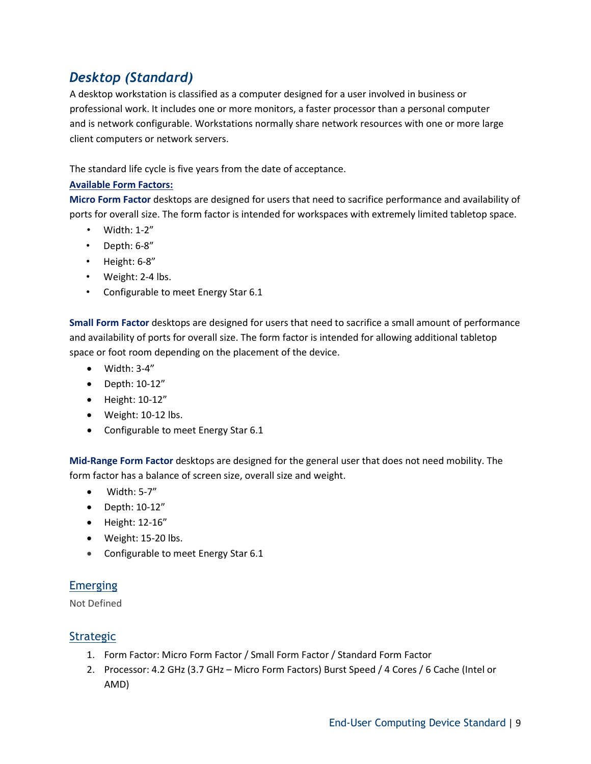## *Desktop (Standard)*

A desktop workstation is classified as a computer designed for a user involved in business or professional work. It includes one or more monitors, a faster processor than a personal computer and is network configurable. Workstations normally share network resources with one or more large client computers or network servers.

The standard life cycle is five years from the date of acceptance.

**Available Form Factors:**

**Micro Form Factor** desktops are designed for users that need to sacrifice performance and availability of ports for overall size. The form factor is intended for workspaces with extremely limited tabletop space.

- Width: 1-2”
- Depth: 6-8”
- Height: 6-8”
- Weight: 2-4 lbs.
- Configurable to meet Energy Star 6.1

**Small Form Factor** desktops are designed for users that need to sacrifice a small amount of performance and availability of ports for overall size. The form factor is intended for allowing additional tabletop space or foot room depending on the placement of the device.

- Width: 3-4”
- Depth: 10-12”
- Height: 10-12”
- Weight: 10-12 lbs.
- Configurable to meet Energy Star 6.1

**Mid-Range Form Factor** desktops are designed for the general user that does not need mobility. The form factor has a balance of screen size, overall size and weight.

- Width: 5-7”
- Depth: 10-12”
- Height: 12-16”
- Weight: 15-20 lbs.
- Configurable to meet Energy Star 6.1

### Emerging

Not Defined

### Strategic

1. Form Factor: Micro Form Factor / Small Form Factor / Standard Form Factor
2. Processor: 4.2 GHz (3.7 GHz – Micro Form Factors) Burst Speed / 4 Cores / 6 Cache (Intel or AMD)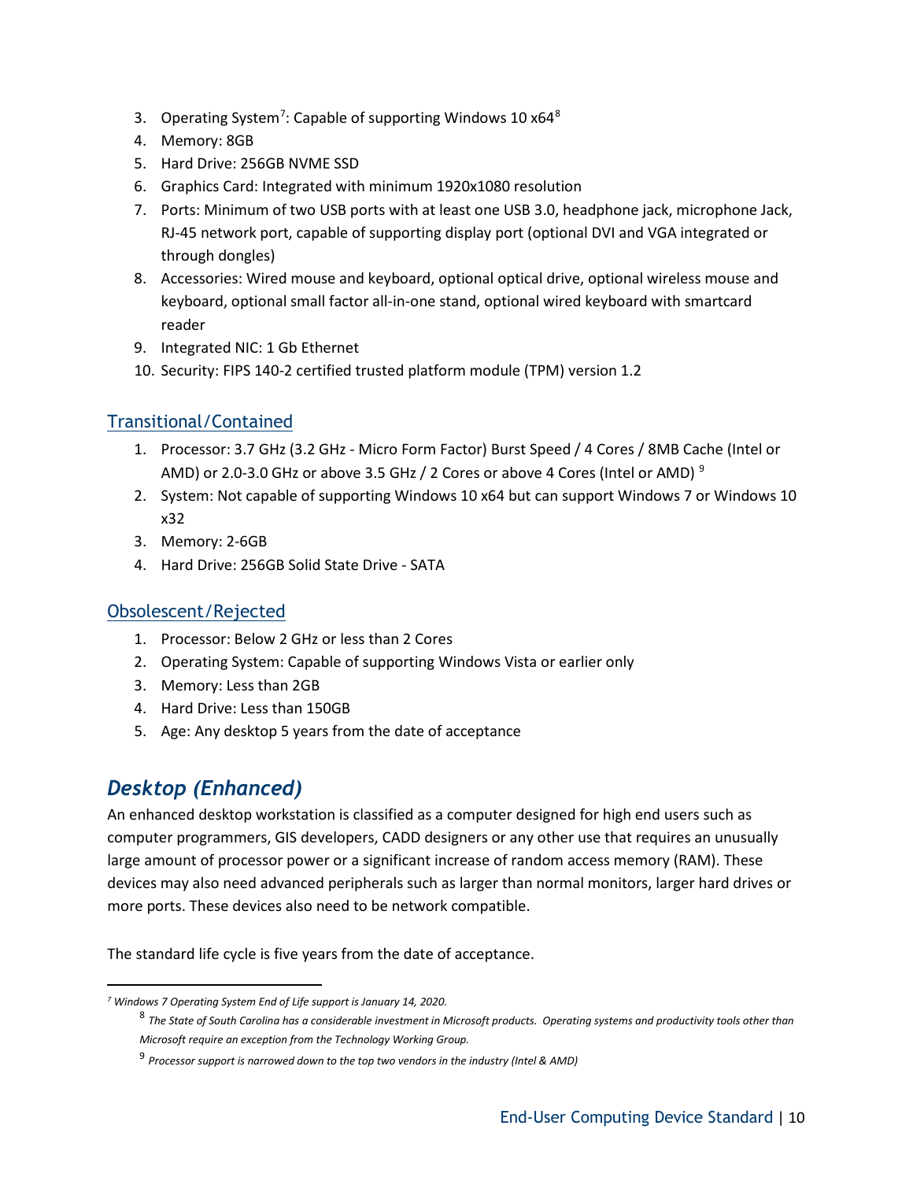3. Operating System[7]: Capable of supporting Windows 10 x64[8]
4. Memory: 8GB
5. Hard Drive: 256GB NVME SSD
6. Graphics Card: Integrated with minimum 1920x1080 resolution
7. Ports: Minimum of two USB ports with at least one USB 3.0, headphone jack, microphone Jack, RJ-45 network port, capable of supporting display port (optional DVI and VGA integrated or through dongles)
8. Accessories: Wired mouse and keyboard, optional optical drive, optional wireless mouse and keyboard, optional small factor all-in-one stand, optional wired keyboard with smartcard reader
9. Integrated NIC: 1 Gb Ethernet
10. Security: FIPS 140-2 certified trusted platform module (TPM) version 1.2

### Transitional/Contained

1. Processor: 3.7 GHz (3.2 GHz - Micro Form Factor) Burst Speed / 4 Cores / 8MB Cache (Intel or AMD) or 2.0-3.0 GHz or above 3.5 GHz / 2 Cores or above 4 Cores (Intel or AMD) [9]
2. System: Not capable of supporting Windows 10 x64 but can support Windows 7 or Windows 10 x32
3. Memory: 2-6GB
4. Hard Drive: 256GB Solid State Drive - SATA

### Obsolescent/Rejected

1. Processor: Below 2 GHz or less than 2 Cores
2. Operating System: Capable of supporting Windows Vista or earlier only
3. Memory: Less than 2GB
4. Hard Drive: Less than 150GB
5. Age: Any desktop 5 years from the date of acceptance

## *Desktop (Enhanced)*

An enhanced desktop workstation is classified as a computer designed for high end users such as computer programmers, GIS developers, CADD designers or any other use that requires an unusually large amount of processor power or a significant increase of random access memory (RAM). These devices may also need advanced peripherals such as larger than normal monitors, larger hard drives or more ports. These devices also need to be network compatible.

The standard life cycle is five years from the date of acceptance.

---

[7] *Windows 7 Operating System End of Life support is January 14, 2020.*

[8] *The State of South Carolina has a considerable investment in Microsoft products. Operating systems and productivity tools other than Microsoft require an exception from the Technology Working Group.*

[9] *Processor support is narrowed down to the top two vendors in the industry (Intel & AMD)*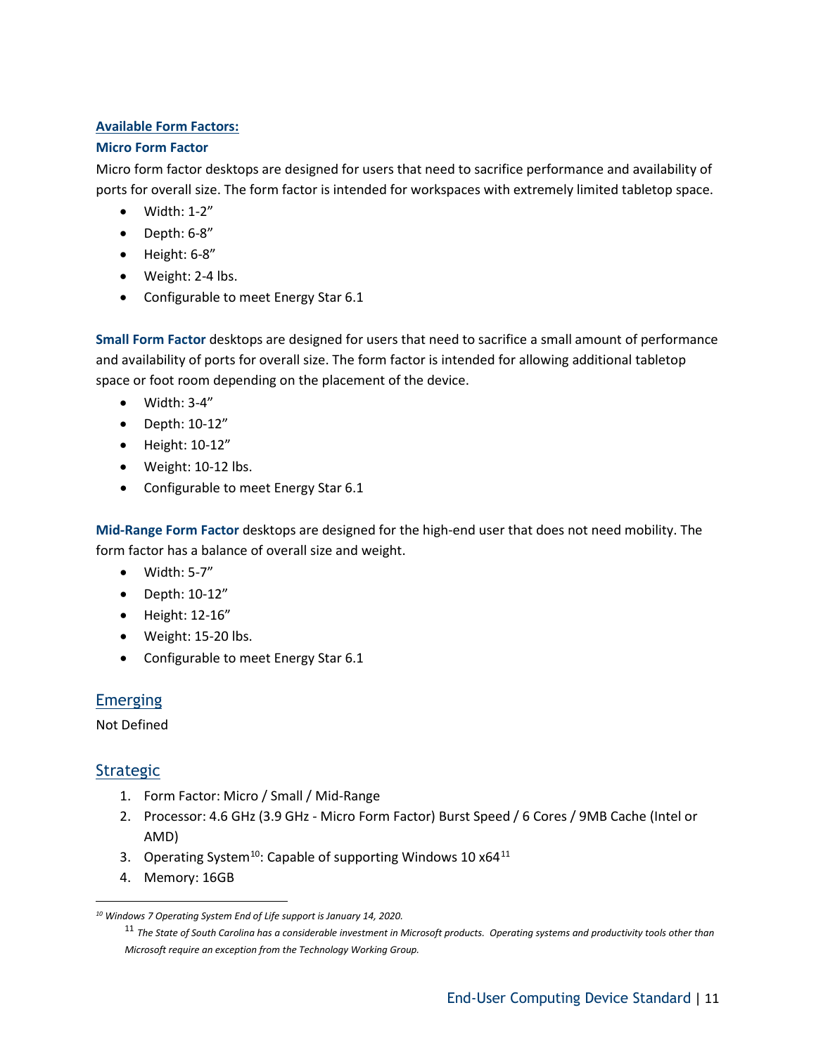**Available Form Factors:**

**Micro Form Factor**

Micro form factor desktops are designed for users that need to sacrifice performance and availability of ports for overall size. The form factor is intended for workspaces with extremely limited tabletop space.

- Width: 1-2”
- Depth: 6-8”
- Height: 6-8”
- Weight: 2-4 lbs.
- Configurable to meet Energy Star 6.1

**Small Form Factor** desktops are designed for users that need to sacrifice a small amount of performance and availability of ports for overall size. The form factor is intended for allowing additional tabletop space or foot room depending on the placement of the device.

- Width: 3-4”
- Depth: 10-12”
- Height: 10-12”
- Weight: 10-12 lbs.
- Configurable to meet Energy Star 6.1

**Mid-Range Form Factor** desktops are designed for the high-end user that does not need mobility. The form factor has a balance of overall size and weight.

- Width: 5-7”
- Depth: 10-12”
- Height: 12-16”
- Weight: 15-20 lbs.
- Configurable to meet Energy Star 6.1

## Emerging

Not Defined

## Strategic

1. Form Factor: Micro / Small / Mid-Range
2. Processor: 4.6 GHz (3.9 GHz - Micro Form Factor) Burst Speed / 6 Cores / 9MB Cache (Intel or AMD)
3. Operating System[10]: Capable of supporting Windows 10 x64[11]
4. Memory: 16GB

---

[10] *Windows 7 Operating System End of Life support is January 14, 2020.*

[11] *The State of South Carolina has a considerable investment in Microsoft products. Operating systems and productivity tools other than Microsoft require an exception from the Technology Working Group.*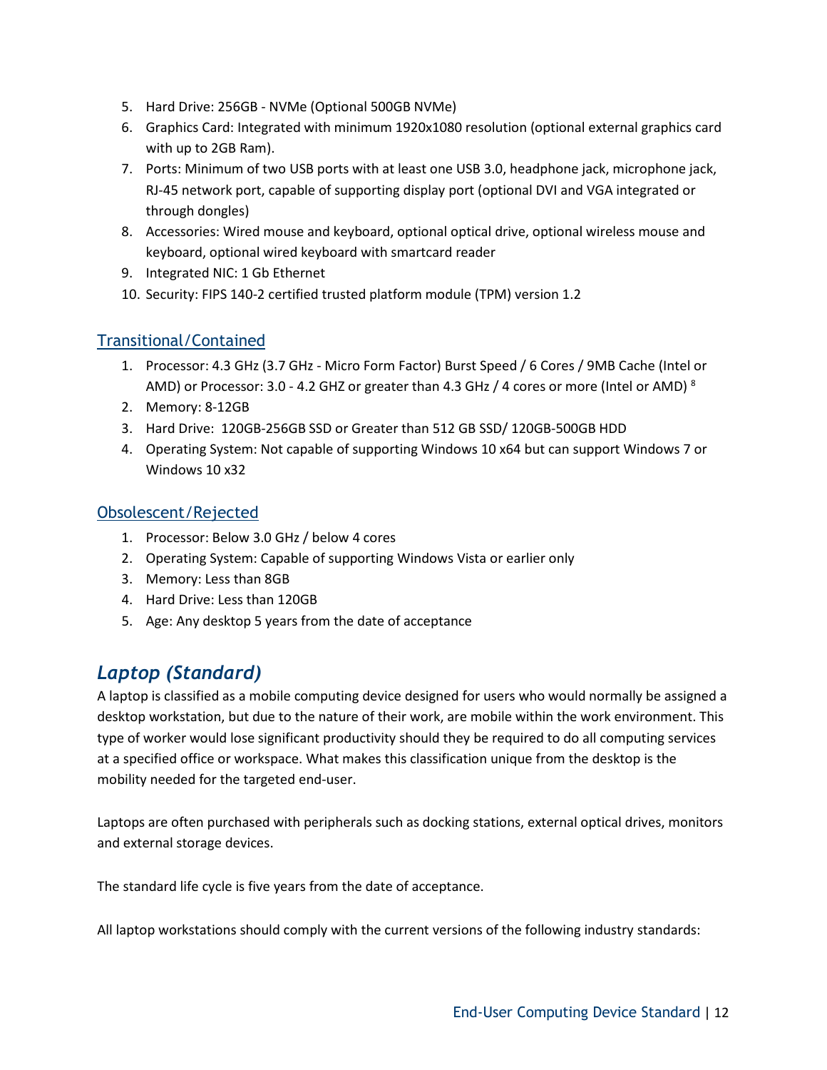5. Hard Drive: 256GB - NVMe (Optional 500GB NVMe)
6. Graphics Card: Integrated with minimum 1920x1080 resolution (optional external graphics card with up to 2GB Ram).
7. Ports: Minimum of two USB ports with at least one USB 3.0, headphone jack, microphone jack, RJ-45 network port, capable of supporting display port (optional DVI and VGA integrated or through dongles)
8. Accessories: Wired mouse and keyboard, optional optical drive, optional wireless mouse and keyboard, optional wired keyboard with smartcard reader
9. Integrated NIC: 1 Gb Ethernet
10. Security: FIPS 140-2 certified trusted platform module (TPM) version 1.2

### Transitional/Contained

1. Processor: 4.3 GHz (3.7 GHz - Micro Form Factor) Burst Speed / 6 Cores / 9MB Cache (Intel or AMD) or Processor: 3.0 - 4.2 GHZ or greater than 4.3 GHz / 4 cores or more (Intel or AMD) [8]
2. Memory: 8-12GB
3. Hard Drive: 120GB-256GB SSD or Greater than 512 GB SSD/ 120GB-500GB HDD
4. Operating System: Not capable of supporting Windows 10 x64 but can support Windows 7 or Windows 10 x32

### Obsolescent/Rejected

1. Processor: Below 3.0 GHz / below 4 cores
2. Operating System: Capable of supporting Windows Vista or earlier only
3. Memory: Less than 8GB
4. Hard Drive: Less than 120GB
5. Age: Any desktop 5 years from the date of acceptance

## *Laptop (Standard)*

A laptop is classified as a mobile computing device designed for users who would normally be assigned a desktop workstation, but due to the nature of their work, are mobile within the work environment. This type of worker would lose significant productivity should they be required to do all computing services at a specified office or workspace. What makes this classification unique from the desktop is the mobility needed for the targeted end-user.

Laptops are often purchased with peripherals such as docking stations, external optical drives, monitors and external storage devices.

The standard life cycle is five years from the date of acceptance.

All laptop workstations should comply with the current versions of the following industry standards: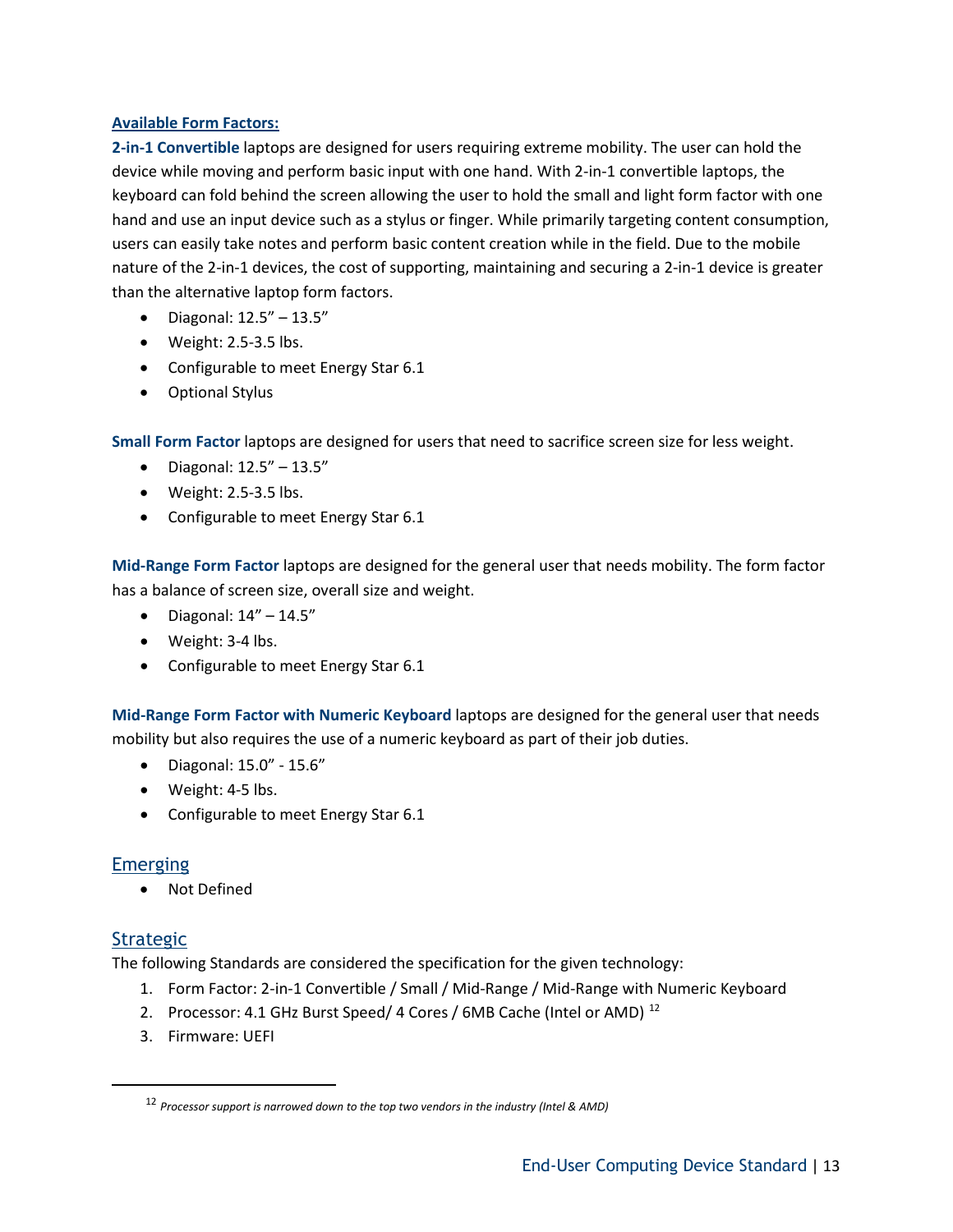**Available Form Factors:**

**2-in-1 Convertible** laptops are designed for users requiring extreme mobility. The user can hold the device while moving and perform basic input with one hand. With 2-in-1 convertible laptops, the keyboard can fold behind the screen allowing the user to hold the small and light form factor with one hand and use an input device such as a stylus or finger. While primarily targeting content consumption, users can easily take notes and perform basic content creation while in the field. Due to the mobile nature of the 2-in-1 devices, the cost of supporting, maintaining and securing a 2-in-1 device is greater than the alternative laptop form factors.

- Diagonal: 12.5” – 13.5”
- Weight: 2.5-3.5 lbs.
- Configurable to meet Energy Star 6.1
- Optional Stylus

**Small Form Factor** laptops are designed for users that need to sacrifice screen size for less weight.

- Diagonal: 12.5” – 13.5”
- Weight: 2.5-3.5 lbs.
- Configurable to meet Energy Star 6.1

**Mid-Range Form Factor** laptops are designed for the general user that needs mobility. The form factor has a balance of screen size, overall size and weight.

- Diagonal: 14” – 14.5”
- Weight: 3-4 lbs.
- Configurable to meet Energy Star 6.1

**Mid-Range Form Factor with Numeric Keyboard** laptops are designed for the general user that needs mobility but also requires the use of a numeric keyboard as part of their job duties.

- Diagonal: 15.0” - 15.6”
- Weight: 4-5 lbs.
- Configurable to meet Energy Star 6.1

## Emerging

- Not Defined

## Strategic

The following Standards are considered the specification for the given technology:

1. Form Factor: 2-in-1 Convertible / Small / Mid-Range / Mid-Range with Numeric Keyboard
2. Processor: 4.1 GHz Burst Speed/ 4 Cores / 6MB Cache (Intel or AMD) [12]
3. Firmware: UEFI

[12] *Processor support is narrowed down to the top two vendors in the industry (Intel & AMD)*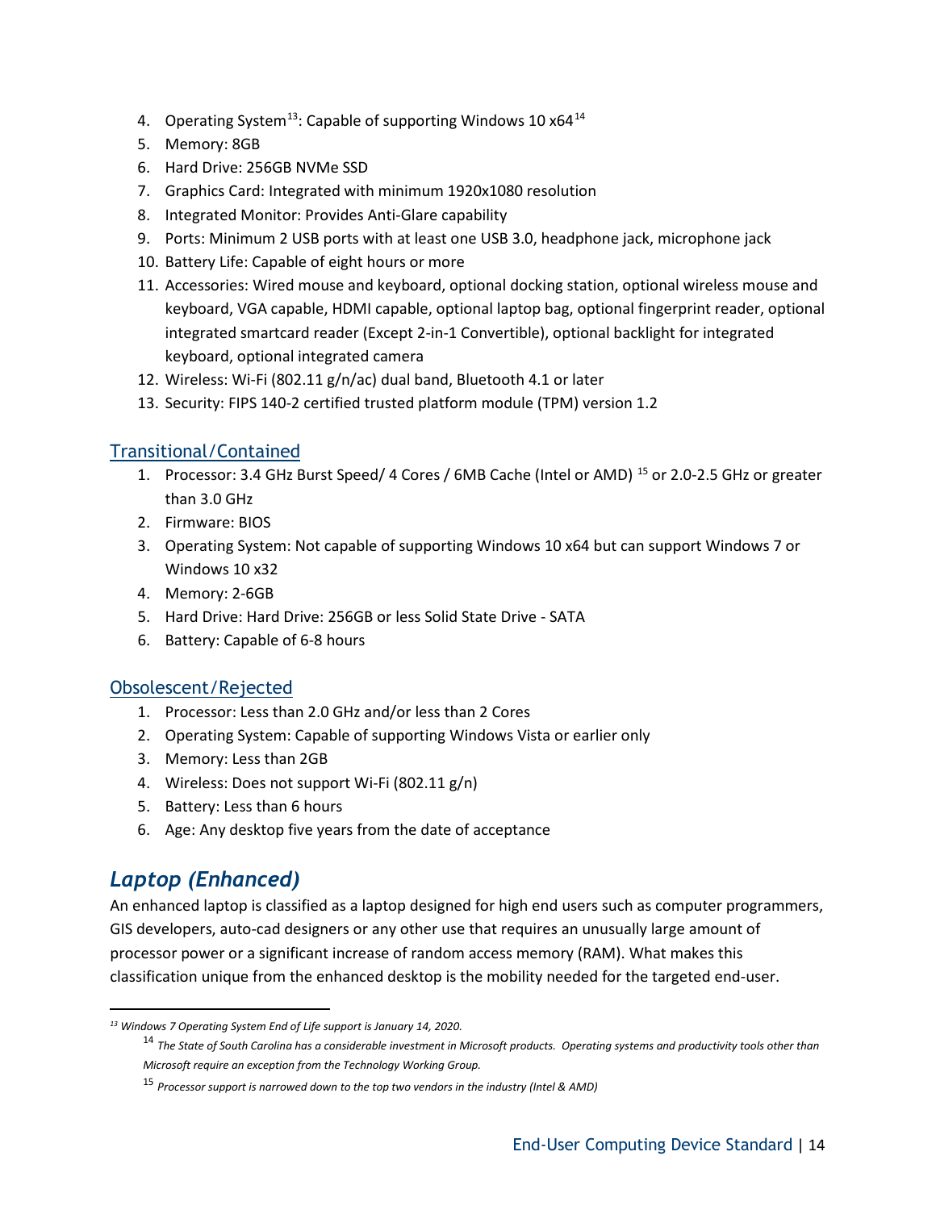4. Operating System[13]: Capable of supporting Windows 10 x64[14]
5. Memory: 8GB
6. Hard Drive: 256GB NVMe SSD
7. Graphics Card: Integrated with minimum 1920x1080 resolution
8. Integrated Monitor: Provides Anti-Glare capability
9. Ports: Minimum 2 USB ports with at least one USB 3.0, headphone jack, microphone jack
10. Battery Life: Capable of eight hours or more
11. Accessories: Wired mouse and keyboard, optional docking station, optional wireless mouse and keyboard, VGA capable, HDMI capable, optional laptop bag, optional fingerprint reader, optional integrated smartcard reader (Except 2-in-1 Convertible), optional backlight for integrated keyboard, optional integrated camera
12. Wireless: Wi-Fi (802.11 g/n/ac) dual band, Bluetooth 4.1 or later
13. Security: FIPS 140-2 certified trusted platform module (TPM) version 1.2

### Transitional/Contained

1. Processor: 3.4 GHz Burst Speed/ 4 Cores / 6MB Cache (Intel or AMD) [15] or 2.0-2.5 GHz or greater than 3.0 GHz
2. Firmware: BIOS
3. Operating System: Not capable of supporting Windows 10 x64 but can support Windows 7 or Windows 10 x32
4. Memory: 2-6GB
5. Hard Drive: Hard Drive: 256GB or less Solid State Drive - SATA
6. Battery: Capable of 6-8 hours

### Obsolescent/Rejected

1. Processor: Less than 2.0 GHz and/or less than 2 Cores
2. Operating System: Capable of supporting Windows Vista or earlier only
3. Memory: Less than 2GB
4. Wireless: Does not support Wi-Fi (802.11 g/n)
5. Battery: Less than 6 hours
6. Age: Any desktop five years from the date of acceptance

## *Laptop (Enhanced)*

An enhanced laptop is classified as a laptop designed for high end users such as computer programmers, GIS developers, auto-cad designers or any other use that requires an unusually large amount of processor power or a significant increase of random access memory (RAM). What makes this classification unique from the enhanced desktop is the mobility needed for the targeted end-user.

---

[13] *Windows 7 Operating System End of Life support is January 14, 2020.*

[14] *The State of South Carolina has a considerable investment in Microsoft products. Operating systems and productivity tools other than Microsoft require an exception from the Technology Working Group.*

[15] *Processor support is narrowed down to the top two vendors in the industry (Intel & AMD)*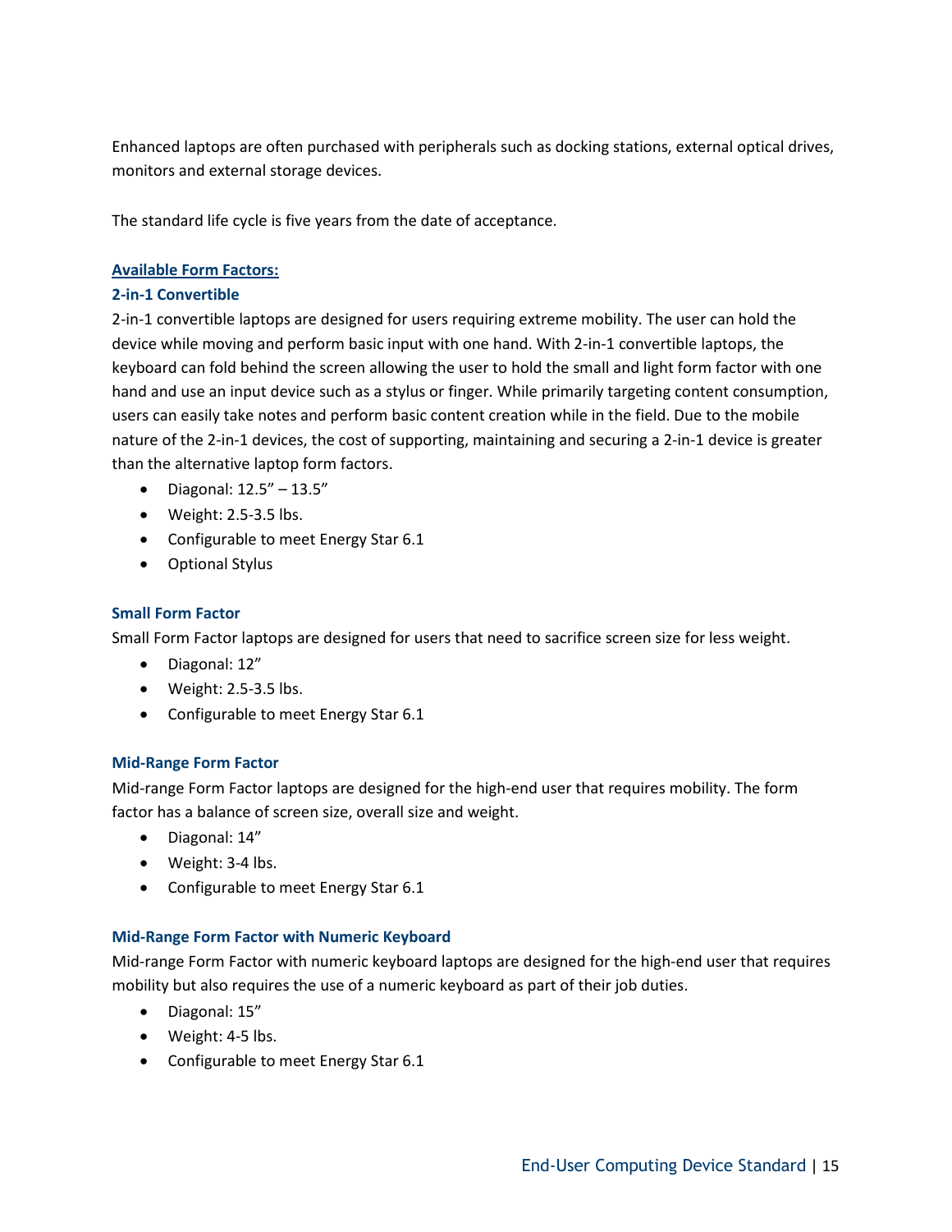Enhanced laptops are often purchased with peripherals such as docking stations, external optical drives, monitors and external storage devices.

The standard life cycle is five years from the date of acceptance.

### Available Form Factors:

#### 2-in-1 Convertible

2-in-1 convertible laptops are designed for users requiring extreme mobility. The user can hold the device while moving and perform basic input with one hand. With 2-in-1 convertible laptops, the keyboard can fold behind the screen allowing the user to hold the small and light form factor with one hand and use an input device such as a stylus or finger. While primarily targeting content consumption, users can easily take notes and perform basic content creation while in the field. Due to the mobile nature of the 2-in-1 devices, the cost of supporting, maintaining and securing a 2-in-1 device is greater than the alternative laptop form factors.

- Diagonal: 12.5" – 13.5"
- Weight: 2.5-3.5 lbs.
- Configurable to meet Energy Star 6.1
- Optional Stylus

#### Small Form Factor

Small Form Factor laptops are designed for users that need to sacrifice screen size for less weight.

- Diagonal: 12"
- Weight: 2.5-3.5 lbs.
- Configurable to meet Energy Star 6.1

#### Mid-Range Form Factor

Mid-range Form Factor laptops are designed for the high-end user that requires mobility. The form factor has a balance of screen size, overall size and weight.

- Diagonal: 14"
- Weight: 3-4 lbs.
- Configurable to meet Energy Star 6.1

#### Mid-Range Form Factor with Numeric Keyboard

Mid-range Form Factor with numeric keyboard laptops are designed for the high-end user that requires mobility but also requires the use of a numeric keyboard as part of their job duties.

- Diagonal: 15"
- Weight: 4-5 lbs.
- Configurable to meet Energy Star 6.1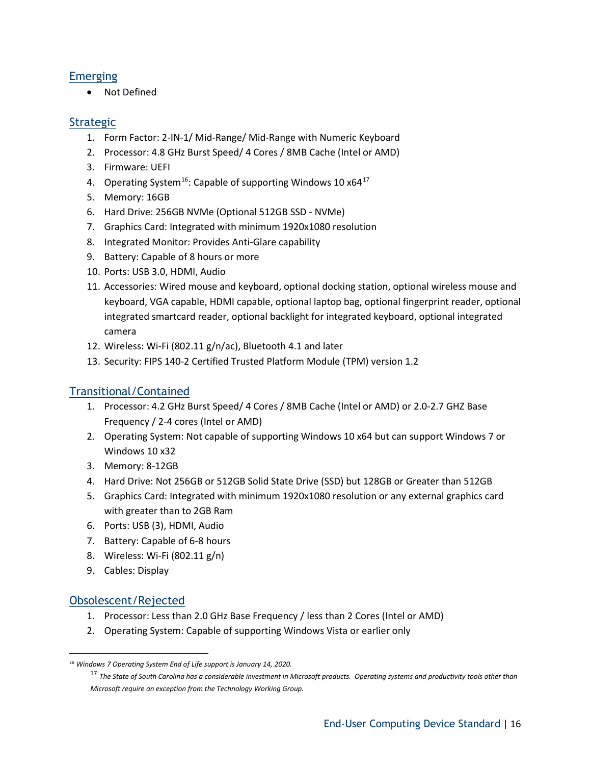## Emerging

- Not Defined

## Strategic

1. Form Factor: 2-IN-1/ Mid-Range/ Mid-Range with Numeric Keyboard
2. Processor: 4.8 GHz Burst Speed/ 4 Cores / 8MB Cache (Intel or AMD)
3. Firmware: UEFI
4. Operating System[16]: Capable of supporting Windows 10 x64[17]
5. Memory: 16GB
6. Hard Drive: 256GB NVMe (Optional 512GB SSD - NVMe)
7. Graphics Card: Integrated with minimum 1920x1080 resolution
8. Integrated Monitor: Provides Anti-Glare capability
9. Battery: Capable of 8 hours or more
10. Ports: USB 3.0, HDMI, Audio
11. Accessories: Wired mouse and keyboard, optional docking station, optional wireless mouse and keyboard, VGA capable, HDMI capable, optional laptop bag, optional fingerprint reader, optional integrated smartcard reader, optional backlight for integrated keyboard, optional integrated camera
12. Wireless: Wi-Fi (802.11 g/n/ac), Bluetooth 4.1 and later
13. Security: FIPS 140-2 Certified Trusted Platform Module (TPM) version 1.2

## Transitional/Contained

1. Processor: 4.2 GHz Burst Speed/ 4 Cores / 8MB Cache (Intel or AMD) or 2.0-2.7 GHZ Base Frequency / 2-4 cores (Intel or AMD)
2. Operating System: Not capable of supporting Windows 10 x64 but can support Windows 7 or Windows 10 x32
3. Memory: 8-12GB
4. Hard Drive: Not 256GB or 512GB Solid State Drive (SSD) but 128GB or Greater than 512GB
5. Graphics Card: Integrated with minimum 1920x1080 resolution or any external graphics card with greater than to 2GB Ram
6. Ports: USB (3), HDMI, Audio
7. Battery: Capable of 6-8 hours
8. Wireless: Wi-Fi (802.11 g/n)
9. Cables: Display

## Obsolescent/Rejected

1. Processor: Less than 2.0 GHz Base Frequency / less than 2 Cores (Intel or AMD)
2. Operating System: Capable of supporting Windows Vista or earlier only

---

[16] *Windows 7 Operating System End of Life support is January 14, 2020.*

[17] *The State of South Carolina has a considerable investment in Microsoft products. Operating systems and productivity tools other than Microsoft require an exception from the Technology Working Group.*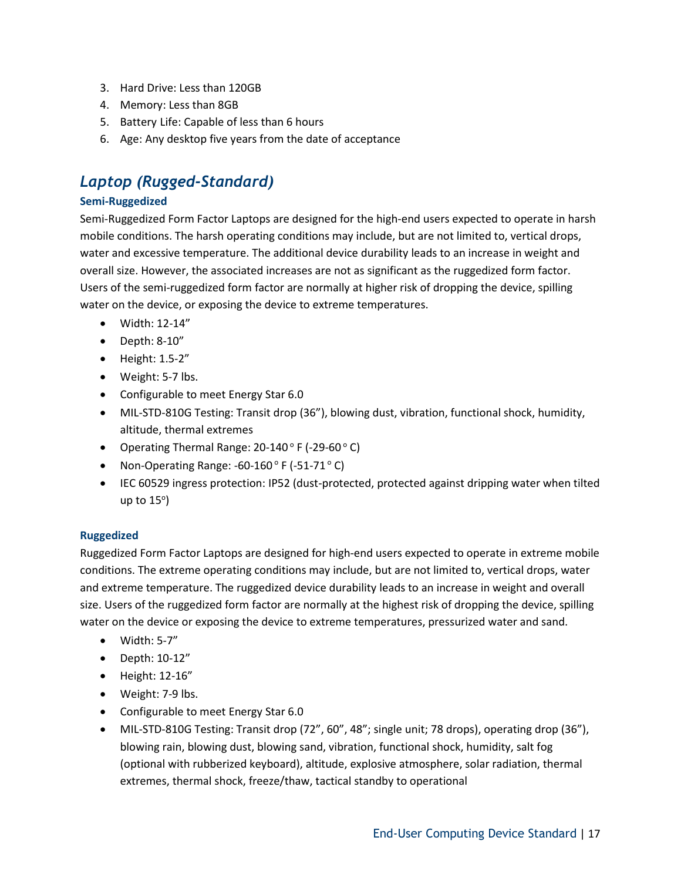3. Hard Drive: Less than 120GB
4. Memory: Less than 8GB
5. Battery Life: Capable of less than 6 hours
6. Age: Any desktop five years from the date of acceptance

## *Laptop (Rugged-Standard)*

### Semi-Ruggedized

Semi-Ruggedized Form Factor Laptops are designed for the high-end users expected to operate in harsh mobile conditions. The harsh operating conditions may include, but are not limited to, vertical drops, water and excessive temperature. The additional device durability leads to an increase in weight and overall size. However, the associated increases are not as significant as the ruggedized form factor. Users of the semi-ruggedized form factor are normally at higher risk of dropping the device, spilling water on the device, or exposing the device to extreme temperatures.

- Width: 12-14"
- Depth: 8-10"
- Height: 1.5-2"
- Weight: 5-7 lbs.
- Configurable to meet Energy Star 6.0
- MIL-STD-810G Testing: Transit drop (36"), blowing dust, vibration, functional shock, humidity, altitude, thermal extremes
- Operating Thermal Range: 20-140 ° F (-29-60 ° C)
- Non-Operating Range: -60-160 ° F (-51-71 ° C)
- IEC 60529 ingress protection: IP52 (dust-protected, protected against dripping water when tilted up to 15°)

### Ruggedized

Ruggedized Form Factor Laptops are designed for high-end users expected to operate in extreme mobile conditions. The extreme operating conditions may include, but are not limited to, vertical drops, water and extreme temperature. The ruggedized device durability leads to an increase in weight and overall size. Users of the ruggedized form factor are normally at the highest risk of dropping the device, spilling water on the device or exposing the device to extreme temperatures, pressurized water and sand.

- Width: 5-7"
- Depth: 10-12"
- Height: 12-16"
- Weight: 7-9 lbs.
- Configurable to meet Energy Star 6.0
- MIL-STD-810G Testing: Transit drop (72", 60", 48"; single unit; 78 drops), operating drop (36"), blowing rain, blowing dust, blowing sand, vibration, functional shock, humidity, salt fog (optional with rubberized keyboard), altitude, explosive atmosphere, solar radiation, thermal extremes, thermal shock, freeze/thaw, tactical standby to operational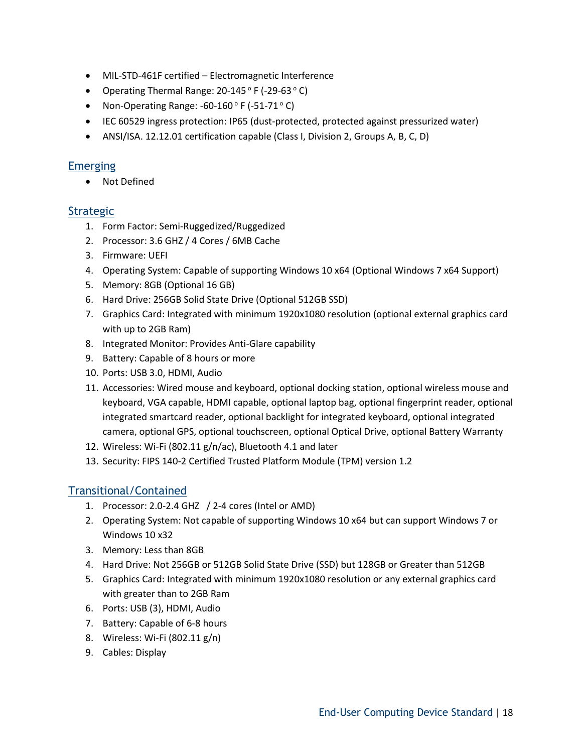- MIL-STD-461F certified – Electromagnetic Interference
- Operating Thermal Range: 20-145 ° F (-29-63 ° C)
- Non-Operating Range: -60-160 ° F (-51-71 ° C)
- IEC 60529 ingress protection: IP65 (dust-protected, protected against pressurized water)
- ANSI/ISA. 12.12.01 certification capable (Class I, Division 2, Groups A, B, C, D)

## Emerging

- Not Defined

## Strategic

1. Form Factor: Semi-Ruggedized/Ruggedized
2. Processor: 3.6 GHZ / 4 Cores / 6MB Cache
3. Firmware: UEFI
4. Operating System: Capable of supporting Windows 10 x64 (Optional Windows 7 x64 Support)
5. Memory: 8GB (Optional 16 GB)
6. Hard Drive: 256GB Solid State Drive (Optional 512GB SSD)
7. Graphics Card: Integrated with minimum 1920x1080 resolution (optional external graphics card with up to 2GB Ram)
8. Integrated Monitor: Provides Anti-Glare capability
9. Battery: Capable of 8 hours or more
10. Ports: USB 3.0, HDMI, Audio
11. Accessories: Wired mouse and keyboard, optional docking station, optional wireless mouse and keyboard, VGA capable, HDMI capable, optional laptop bag, optional fingerprint reader, optional integrated smartcard reader, optional backlight for integrated keyboard, optional integrated camera, optional GPS, optional touchscreen, optional Optical Drive, optional Battery Warranty
12. Wireless: Wi-Fi (802.11 g/n/ac), Bluetooth 4.1 and later
13. Security: FIPS 140-2 Certified Trusted Platform Module (TPM) version 1.2

## Transitional/Contained

1. Processor: 2.0-2.4 GHZ / 2-4 cores (Intel or AMD)
2. Operating System: Not capable of supporting Windows 10 x64 but can support Windows 7 or Windows 10 x32
3. Memory: Less than 8GB
4. Hard Drive: Not 256GB or 512GB Solid State Drive (SSD) but 128GB or Greater than 512GB
5. Graphics Card: Integrated with minimum 1920x1080 resolution or any external graphics card with greater than to 2GB Ram
6. Ports: USB (3), HDMI, Audio
7. Battery: Capable of 6-8 hours
8. Wireless: Wi-Fi (802.11 g/n)
9. Cables: Display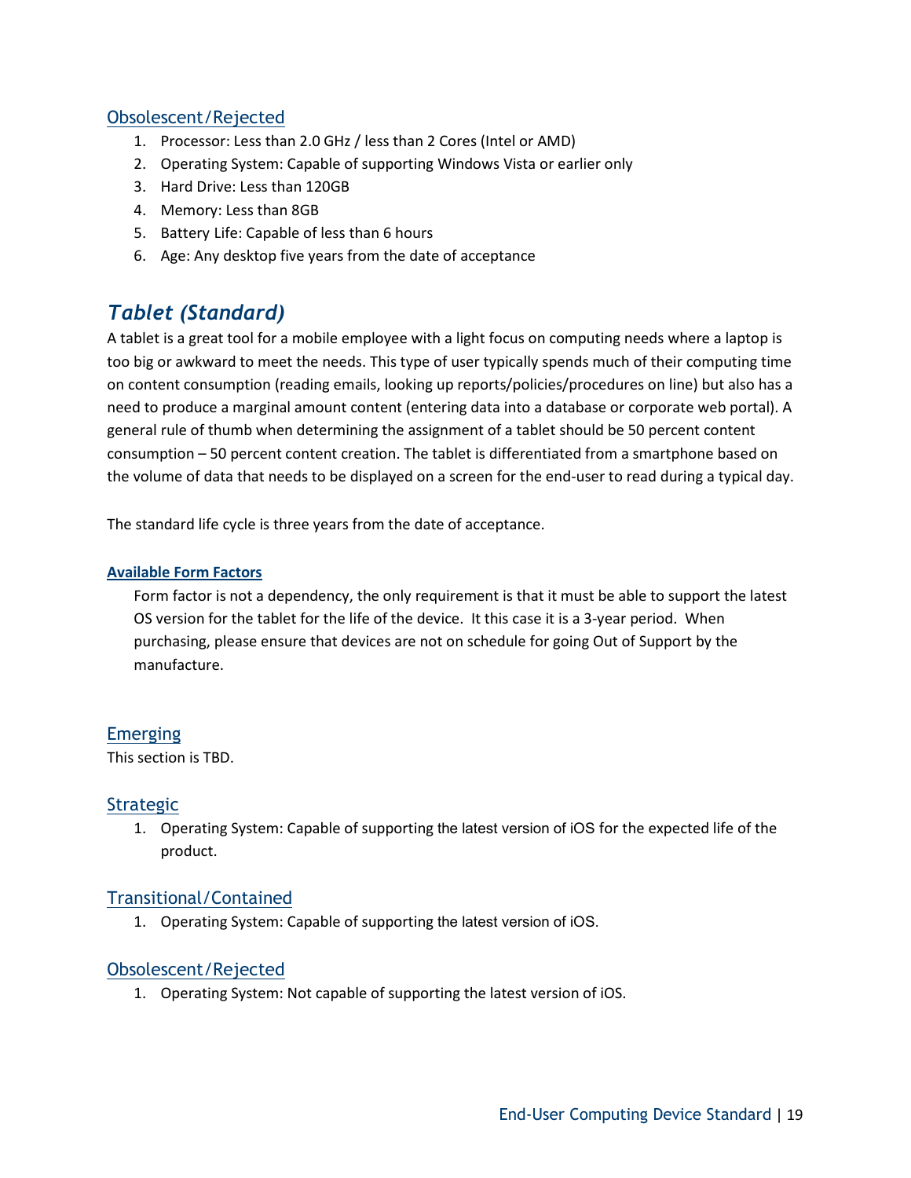### Obsolescent/Rejected

1. Processor: Less than 2.0 GHz / less than 2 Cores (Intel or AMD)
2. Operating System: Capable of supporting Windows Vista or earlier only
3. Hard Drive: Less than 120GB
4. Memory: Less than 8GB
5. Battery Life: Capable of less than 6 hours
6. Age: Any desktop five years from the date of acceptance

## *Tablet (Standard)*

A tablet is a great tool for a mobile employee with a light focus on computing needs where a laptop is too big or awkward to meet the needs. This type of user typically spends much of their computing time on content consumption (reading emails, looking up reports/policies/procedures on line) but also has a need to produce a marginal amount content (entering data into a database or corporate web portal). A general rule of thumb when determining the assignment of a tablet should be 50 percent content consumption – 50 percent content creation. The tablet is differentiated from a smartphone based on the volume of data that needs to be displayed on a screen for the end-user to read during a typical day.

The standard life cycle is three years from the date of acceptance.

#### Available Form Factors

Form factor is not a dependency, the only requirement is that it must be able to support the latest OS version for the tablet for the life of the device. It this case it is a 3-year period. When purchasing, please ensure that devices are not on schedule for going Out of Support by the manufacture.

### Emerging

This section is TBD.

### Strategic

1. Operating System: Capable of supporting the latest version of iOS for the expected life of the product.

### Transitional/Contained

1. Operating System: Capable of supporting the latest version of iOS.

### Obsolescent/Rejected

1. Operating System: Not capable of supporting the latest version of iOS.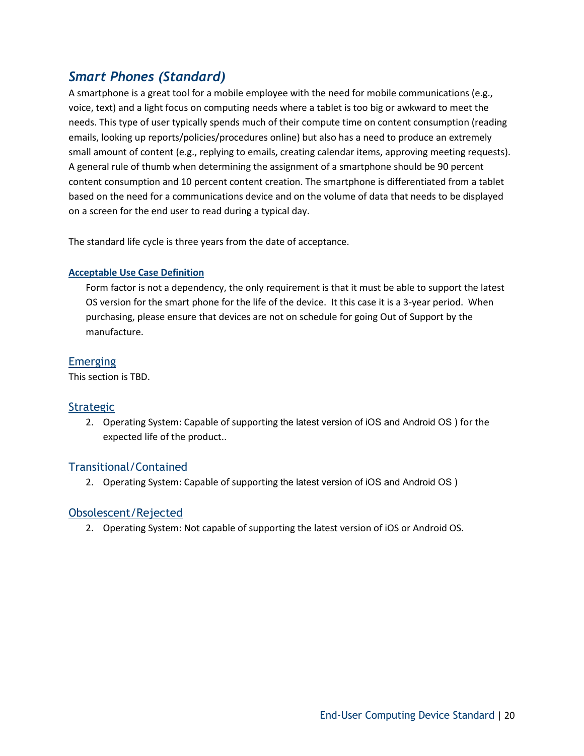## *Smart Phones (Standard)*

A smartphone is a great tool for a mobile employee with the need for mobile communications (e.g., voice, text) and a light focus on computing needs where a tablet is too big or awkward to meet the needs. This type of user typically spends much of their compute time on content consumption (reading emails, looking up reports/policies/procedures online) but also has a need to produce an extremely small amount of content (e.g., replying to emails, creating calendar items, approving meeting requests). A general rule of thumb when determining the assignment of a smartphone should be 90 percent content consumption and 10 percent content creation. The smartphone is differentiated from a tablet based on the need for a communications device and on the volume of data that needs to be displayed on a screen for the end user to read during a typical day.

The standard life cycle is three years from the date of acceptance.

#### Acceptable Use Case Definition

Form factor is not a dependency, the only requirement is that it must be able to support the latest OS version for the smart phone for the life of the device. It this case it is a 3-year period. When purchasing, please ensure that devices are not on schedule for going Out of Support by the manufacture.

### Emerging

This section is TBD.

### Strategic

2. Operating System: Capable of supporting the latest version of iOS and Android OS ) for the expected life of the product..

### Transitional/Contained

2. Operating System: Capable of supporting the latest version of iOS and Android OS )

### Obsolescent/Rejected

2. Operating System: Not capable of supporting the latest version of iOS or Android OS.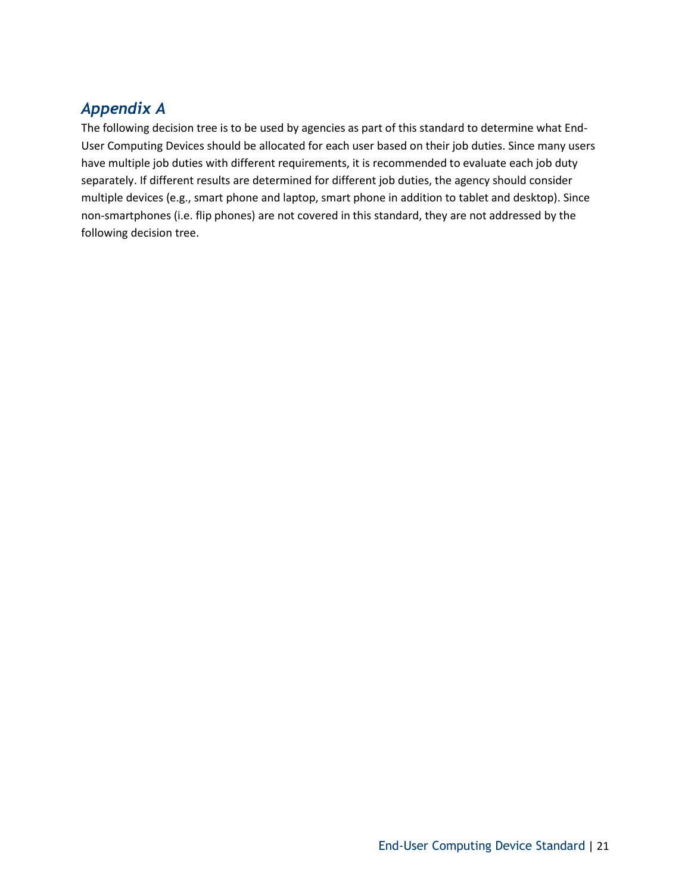## *Appendix A*

The following decision tree is to be used by agencies as part of this standard to determine what End-User Computing Devices should be allocated for each user based on their job duties. Since many users have multiple job duties with different requirements, it is recommended to evaluate each job duty separately. If different results are determined for different job duties, the agency should consider multiple devices (e.g., smart phone and laptop, smart phone in addition to tablet and desktop). Since non-smartphones (i.e. flip phones) are not covered in this standard, they are not addressed by the following decision tree.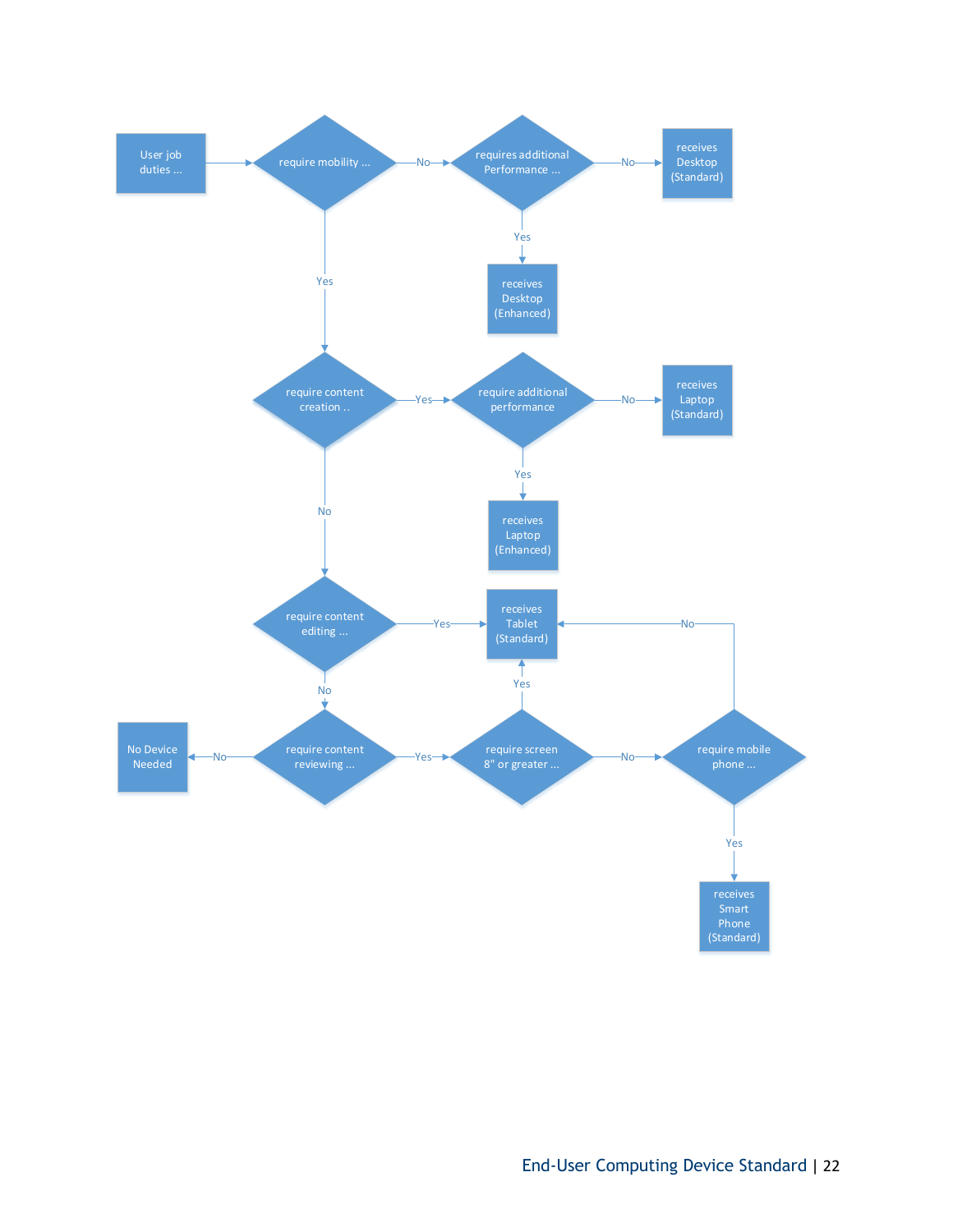User job duties ...

require mobility ...

No

requires additional Performance ...

No

receives Desktop (Standard)

Yes

receives Desktop (Enhanced)

Yes

require content creation ..

Yes

require additional performance

No

receives Laptop (Standard)

Yes

receives Laptop (Enhanced)

No

require content editing ...

Yes

receives Tablet (Standard)

No

No

require content reviewing ...

No

No Device Needed

Yes

require screen 8" or greater ...

Yes

No

require mobile phone ...

Yes

receives Smart Phone (Standard)